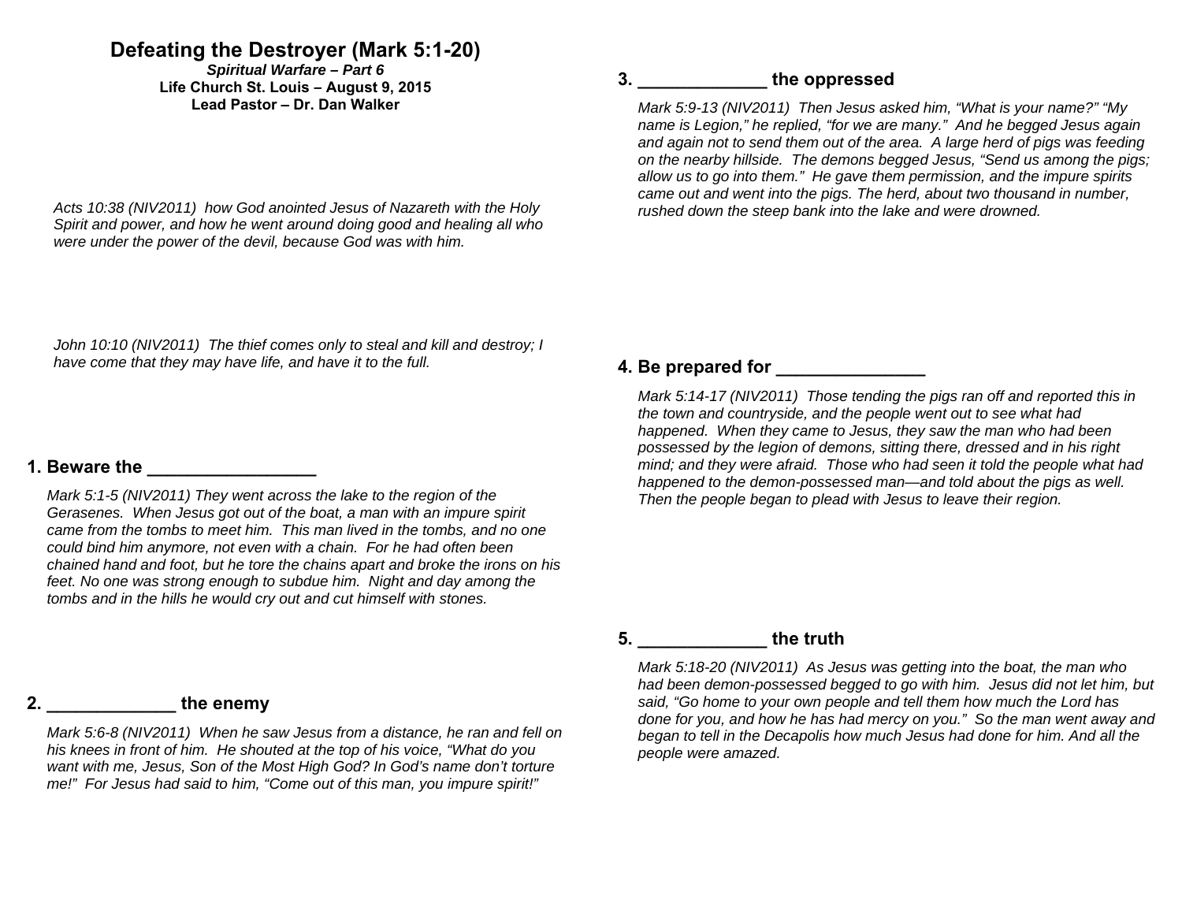# Defeating the Destroyer (Mark 5:1-20)

***Spiritual Warfare – Part 6***

**Life Church St. Louis – August 9, 2015**

**Lead Pastor – Dr. Dan Walker**

*Acts 10:38 (NIV2011) how God anointed Jesus of Nazareth with the Holy Spirit and power, and how he went around doing good and healing all who were under the power of the devil, because God was with him.*

*John 10:10 (NIV2011) The thief comes only to steal and kill and destroy; I have come that they may have life, and have it to the full.*

## 1. Beware the _________________

*Mark 5:1-5 (NIV2011) They went across the lake to the region of the Gerasenes. When Jesus got out of the boat, a man with an impure spirit came from the tombs to meet him. This man lived in the tombs, and no one could bind him anymore, not even with a chain. For he had often been chained hand and foot, but he tore the chains apart and broke the irons on his feet. No one was strong enough to subdue him. Night and day among the tombs and in the hills he would cry out and cut himself with stones.*

## 2. _____________ the enemy

*Mark 5:6-8 (NIV2011) When he saw Jesus from a distance, he ran and fell on his knees in front of him. He shouted at the top of his voice, "What do you want with me, Jesus, Son of the Most High God? In God's name don't torture me!" For Jesus had said to him, "Come out of this man, you impure spirit!"*

## 3. _____________ the oppressed

*Mark 5:9-13 (NIV2011) Then Jesus asked him, "What is your name?" "My name is Legion," he replied, "for we are many." And he begged Jesus again and again not to send them out of the area. A large herd of pigs was feeding on the nearby hillside. The demons begged Jesus, "Send us among the pigs; allow us to go into them." He gave them permission, and the impure spirits came out and went into the pigs. The herd, about two thousand in number, rushed down the steep bank into the lake and were drowned.*

## 4. Be prepared for _______________

*Mark 5:14-17 (NIV2011) Those tending the pigs ran off and reported this in the town and countryside, and the people went out to see what had happened. When they came to Jesus, they saw the man who had been possessed by the legion of demons, sitting there, dressed and in his right mind; and they were afraid. Those who had seen it told the people what had happened to the demon-possessed man—and told about the pigs as well. Then the people began to plead with Jesus to leave their region.*

## 5. _____________ the truth

*Mark 5:18-20 (NIV2011) As Jesus was getting into the boat, the man who had been demon-possessed begged to go with him. Jesus did not let him, but said, "Go home to your own people and tell them how much the Lord has done for you, and how he has had mercy on you." So the man went away and began to tell in the Decapolis how much Jesus had done for him. And all the people were amazed.*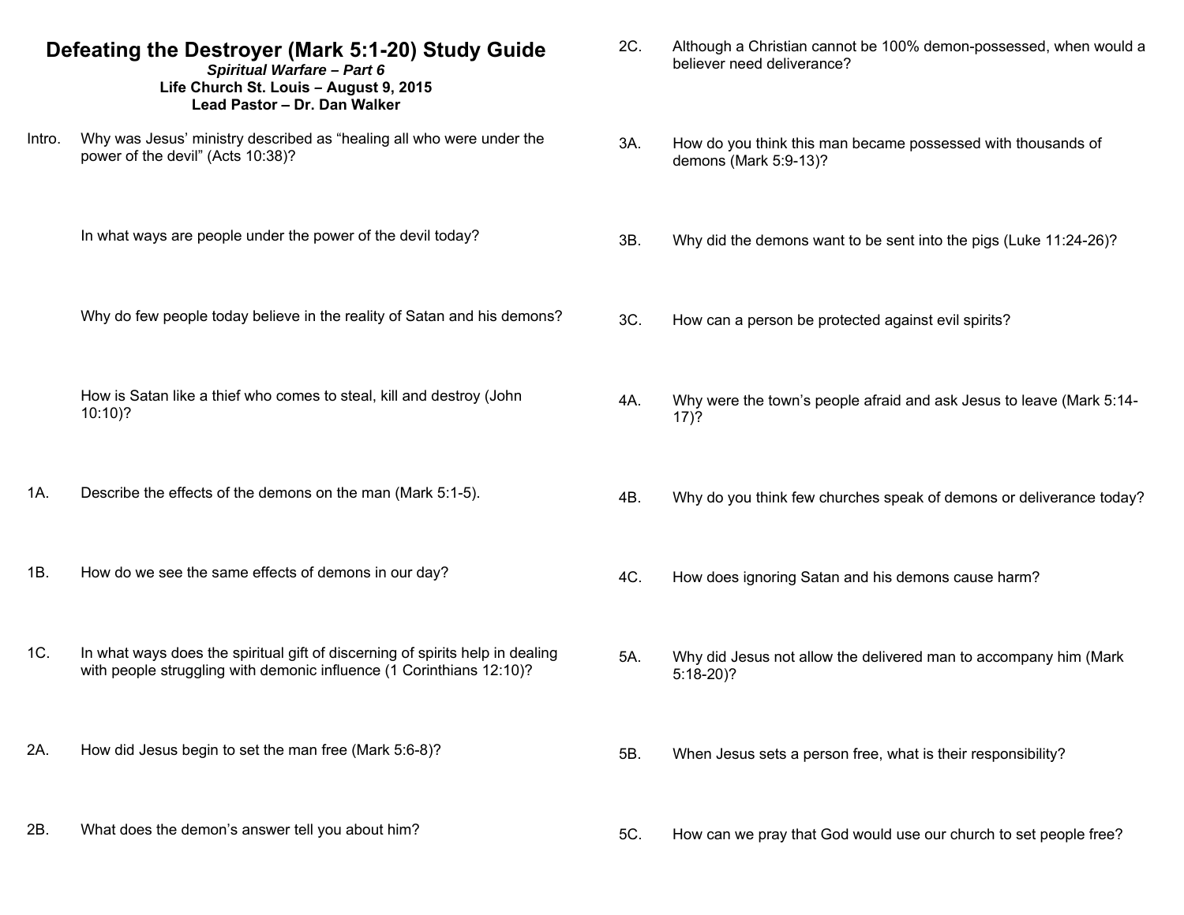# Defeating the Destroyer (Mark 5:1-20) Study Guide

***Spiritual Warfare – Part 6***

**Life Church St. Louis – August 9, 2015**

**Lead Pastor – Dr. Dan Walker**

Intro. Why was Jesus' ministry described as "healing all who were under the power of the devil" (Acts 10:38)?

In what ways are people under the power of the devil today?

Why do few people today believe in the reality of Satan and his demons?

How is Satan like a thief who comes to steal, kill and destroy (John 10:10)?

1A. Describe the effects of the demons on the man (Mark 5:1-5).

1B. How do we see the same effects of demons in our day?

1C. In what ways does the spiritual gift of discerning of spirits help in dealing with people struggling with demonic influence (1 Corinthians 12:10)?

2A. How did Jesus begin to set the man free (Mark 5:6-8)?

2B. What does the demon's answer tell you about him?

2C. Although a Christian cannot be 100% demon-possessed, when would a believer need deliverance?

3A. How do you think this man became possessed with thousands of demons (Mark 5:9-13)?

3B. Why did the demons want to be sent into the pigs (Luke 11:24-26)?

3C. How can a person be protected against evil spirits?

4A. Why were the town's people afraid and ask Jesus to leave (Mark 5:14-17)?

4B. Why do you think few churches speak of demons or deliverance today?

4C. How does ignoring Satan and his demons cause harm?

5A. Why did Jesus not allow the delivered man to accompany him (Mark 5:18-20)?

5B. When Jesus sets a person free, what is their responsibility?

5C. How can we pray that God would use our church to set people free?